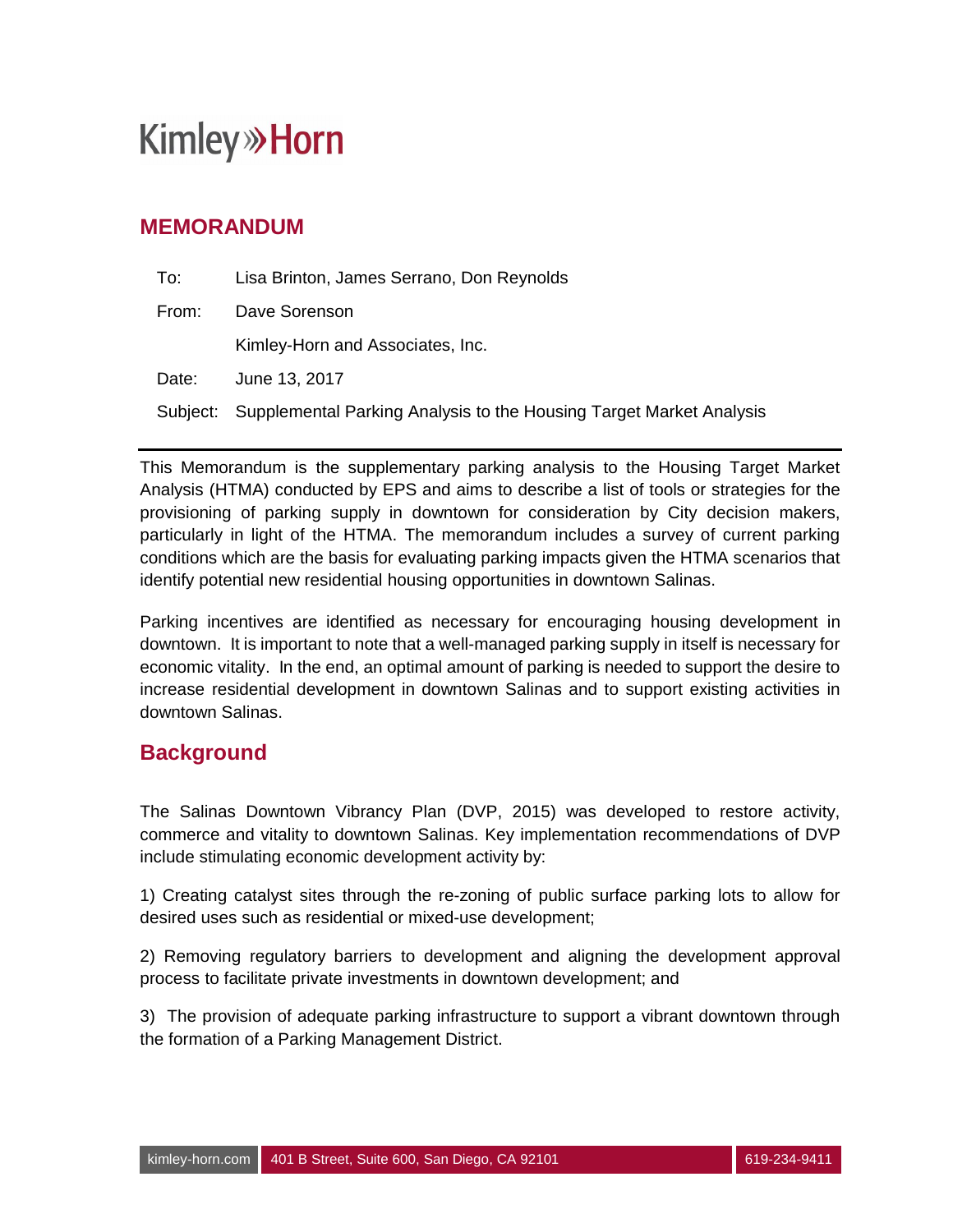Kimley»Horn

## MEMORANDUM

| | |
|---|---|
| To: | Lisa Brinton, James Serrano, Don Reynolds |
| From: | Dave Sorenson<br>Kimley-Horn and Associates, Inc. |
| Date: | June 13, 2017 |
| Subject: | Supplemental Parking Analysis to the Housing Target Market Analysis |

This Memorandum is the supplementary parking analysis to the Housing Target Market Analysis (HTMA) conducted by EPS and aims to describe a list of tools or strategies for the provisioning of parking supply in downtown for consideration by City decision makers, particularly in light of the HTMA. The memorandum includes a survey of current parking conditions which are the basis for evaluating parking impacts given the HTMA scenarios that identify potential new residential housing opportunities in downtown Salinas.

Parking incentives are identified as necessary for encouraging housing development in downtown. It is important to note that a well-managed parking supply in itself is necessary for economic vitality. In the end, an optimal amount of parking is needed to support the desire to increase residential development in downtown Salinas and to support existing activities in downtown Salinas.

## Background

The Salinas Downtown Vibrancy Plan (DVP, 2015) was developed to restore activity, commerce and vitality to downtown Salinas. Key implementation recommendations of DVP include stimulating economic development activity by:

1) Creating catalyst sites through the re-zoning of public surface parking lots to allow for desired uses such as residential or mixed-use development;

2) Removing regulatory barriers to development and aligning the development approval process to facilitate private investments in downtown development; and

3) The provision of adequate parking infrastructure to support a vibrant downtown through the formation of a Parking Management District.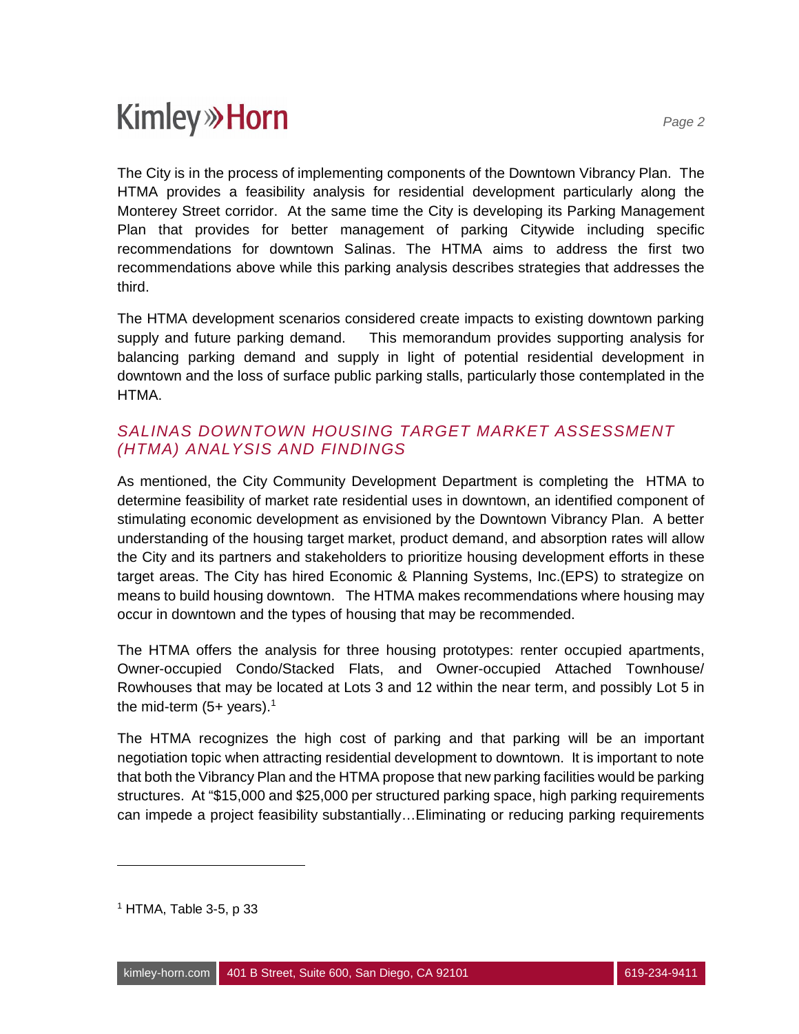The City is in the process of implementing components of the Downtown Vibrancy Plan. The HTMA provides a feasibility analysis for residential development particularly along the Monterey Street corridor. At the same time the City is developing its Parking Management Plan that provides for better management of parking Citywide including specific recommendations for downtown Salinas. The HTMA aims to address the first two recommendations above while this parking analysis describes strategies that addresses the third.

The HTMA development scenarios considered create impacts to existing downtown parking supply and future parking demand. This memorandum provides supporting analysis for balancing parking demand and supply in light of potential residential development in downtown and the loss of surface public parking stalls, particularly those contemplated in the HTMA.

## *SALINAS DOWNTOWN HOUSING TARGET MARKET ASSESSMENT (HTMA) ANALYSIS AND FINDINGS*

As mentioned, the City Community Development Department is completing the HTMA to determine feasibility of market rate residential uses in downtown, an identified component of stimulating economic development as envisioned by the Downtown Vibrancy Plan. A better understanding of the housing target market, product demand, and absorption rates will allow the City and its partners and stakeholders to prioritize housing development efforts in these target areas. The City has hired Economic & Planning Systems, Inc.(EPS) to strategize on means to build housing downtown. The HTMA makes recommendations where housing may occur in downtown and the types of housing that may be recommended.

The HTMA offers the analysis for three housing prototypes: renter occupied apartments, Owner-occupied Condo/Stacked Flats, and Owner-occupied Attached Townhouse/ Rowhouses that may be located at Lots 3 and 12 within the near term, and possibly Lot 5 in the mid-term (5+ years).[1]

The HTMA recognizes the high cost of parking and that parking will be an important negotiation topic when attracting residential development to downtown. It is important to note that both the Vibrancy Plan and the HTMA propose that new parking facilities would be parking structures. At "$15,000 and $25,000 per structured parking space, high parking requirements can impede a project feasibility substantially…Eliminating or reducing parking requirements

---

[1] HTMA, Table 3-5, p 33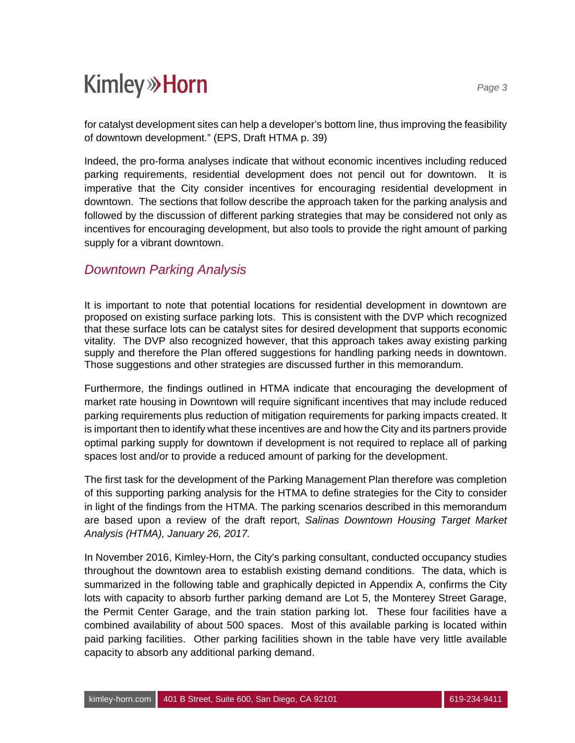for catalyst development sites can help a developer's bottom line, thus improving the feasibility of downtown development." (EPS, Draft HTMA p. 39)

Indeed, the pro-forma analyses indicate that without economic incentives including reduced parking requirements, residential development does not pencil out for downtown. It is imperative that the City consider incentives for encouraging residential development in downtown. The sections that follow describe the approach taken for the parking analysis and followed by the discussion of different parking strategies that may be considered not only as incentives for encouraging development, but also tools to provide the right amount of parking supply for a vibrant downtown.

## *Downtown Parking Analysis*

It is important to note that potential locations for residential development in downtown are proposed on existing surface parking lots. This is consistent with the DVP which recognized that these surface lots can be catalyst sites for desired development that supports economic vitality. The DVP also recognized however, that this approach takes away existing parking supply and therefore the Plan offered suggestions for handling parking needs in downtown. Those suggestions and other strategies are discussed further in this memorandum.

Furthermore, the findings outlined in HTMA indicate that encouraging the development of market rate housing in Downtown will require significant incentives that may include reduced parking requirements plus reduction of mitigation requirements for parking impacts created. It is important then to identify what these incentives are and how the City and its partners provide optimal parking supply for downtown if development is not required to replace all of parking spaces lost and/or to provide a reduced amount of parking for the development.

The first task for the development of the Parking Management Plan therefore was completion of this supporting parking analysis for the HTMA to define strategies for the City to consider in light of the findings from the HTMA. The parking scenarios described in this memorandum are based upon a review of the draft report, *Salinas Downtown Housing Target Market Analysis (HTMA), January 26, 2017.*

In November 2016, Kimley-Horn, the City's parking consultant, conducted occupancy studies throughout the downtown area to establish existing demand conditions. The data, which is summarized in the following table and graphically depicted in Appendix A, confirms the City lots with capacity to absorb further parking demand are Lot 5, the Monterey Street Garage, the Permit Center Garage, and the train station parking lot. These four facilities have a combined availability of about 500 spaces. Most of this available parking is located within paid parking facilities. Other parking facilities shown in the table have very little available capacity to absorb any additional parking demand.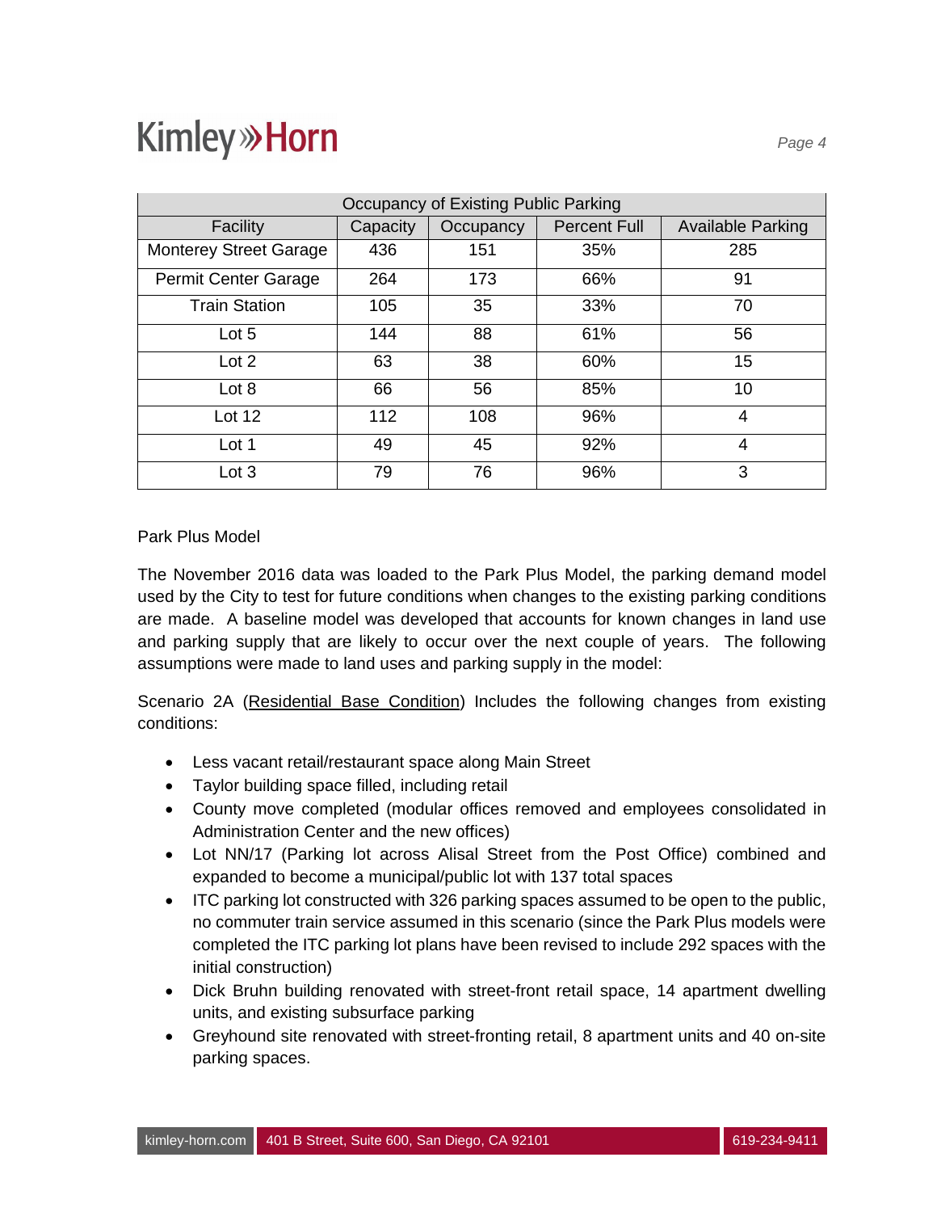| Occupancy of Existing Public Parking | | | | |
|---|---|---|---|---|
| Facility | Capacity | Occupancy | Percent Full | Available Parking |
| Monterey Street Garage | 436 | 151 | 35% | 285 |
| Permit Center Garage | 264 | 173 | 66% | 91 |
| Train Station | 105 | 35 | 33% | 70 |
| Lot 5 | 144 | 88 | 61% | 56 |
| Lot 2 | 63 | 38 | 60% | 15 |
| Lot 8 | 66 | 56 | 85% | 10 |
| Lot 12 | 112 | 108 | 96% | 4 |
| Lot 1 | 49 | 45 | 92% | 4 |
| Lot 3 | 79 | 76 | 96% | 3 |

Park Plus Model

The November 2016 data was loaded to the Park Plus Model, the parking demand model used by the City to test for future conditions when changes to the existing parking conditions are made. A baseline model was developed that accounts for known changes in land use and parking supply that are likely to occur over the next couple of years. The following assumptions were made to land uses and parking supply in the model:

Scenario 2A (<u>Residential Base Condition</u>) Includes the following changes from existing conditions:

- Less vacant retail/restaurant space along Main Street
- Taylor building space filled, including retail
- County move completed (modular offices removed and employees consolidated in Administration Center and the new offices)
- Lot NN/17 (Parking lot across Alisal Street from the Post Office) combined and expanded to become a municipal/public lot with 137 total spaces
- ITC parking lot constructed with 326 parking spaces assumed to be open to the public, no commuter train service assumed in this scenario (since the Park Plus models were completed the ITC parking lot plans have been revised to include 292 spaces with the initial construction)
- Dick Bruhn building renovated with street-front retail space, 14 apartment dwelling units, and existing subsurface parking
- Greyhound site renovated with street-fronting retail, 8 apartment units and 40 on-site parking spaces.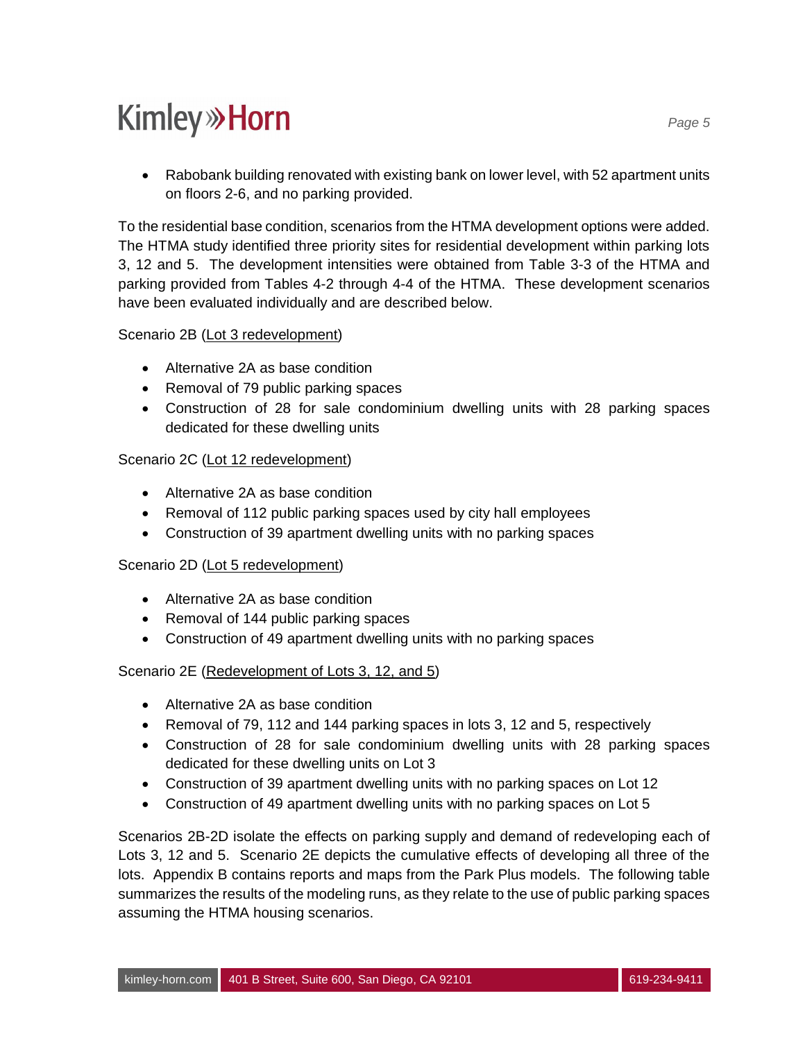- Rabobank building renovated with existing bank on lower level, with 52 apartment units on floors 2-6, and no parking provided.

To the residential base condition, scenarios from the HTMA development options were added. The HTMA study identified three priority sites for residential development within parking lots 3, 12 and 5. The development intensities were obtained from Table 3-3 of the HTMA and parking provided from Tables 4-2 through 4-4 of the HTMA. These development scenarios have been evaluated individually and are described below.

Scenario 2B (<u>Lot 3 redevelopment</u>)

- Alternative 2A as base condition
- Removal of 79 public parking spaces
- Construction of 28 for sale condominium dwelling units with 28 parking spaces dedicated for these dwelling units

Scenario 2C (<u>Lot 12 redevelopment</u>)

- Alternative 2A as base condition
- Removal of 112 public parking spaces used by city hall employees
- Construction of 39 apartment dwelling units with no parking spaces

Scenario 2D (<u>Lot 5 redevelopment</u>)

- Alternative 2A as base condition
- Removal of 144 public parking spaces
- Construction of 49 apartment dwelling units with no parking spaces

Scenario 2E (<u>Redevelopment of Lots 3, 12, and 5</u>)

- Alternative 2A as base condition
- Removal of 79, 112 and 144 parking spaces in lots 3, 12 and 5, respectively
- Construction of 28 for sale condominium dwelling units with 28 parking spaces dedicated for these dwelling units on Lot 3
- Construction of 39 apartment dwelling units with no parking spaces on Lot 12
- Construction of 49 apartment dwelling units with no parking spaces on Lot 5

Scenarios 2B-2D isolate the effects on parking supply and demand of redeveloping each of Lots 3, 12 and 5. Scenario 2E depicts the cumulative effects of developing all three of the lots. Appendix B contains reports and maps from the Park Plus models. The following table summarizes the results of the modeling runs, as they relate to the use of public parking spaces assuming the HTMA housing scenarios.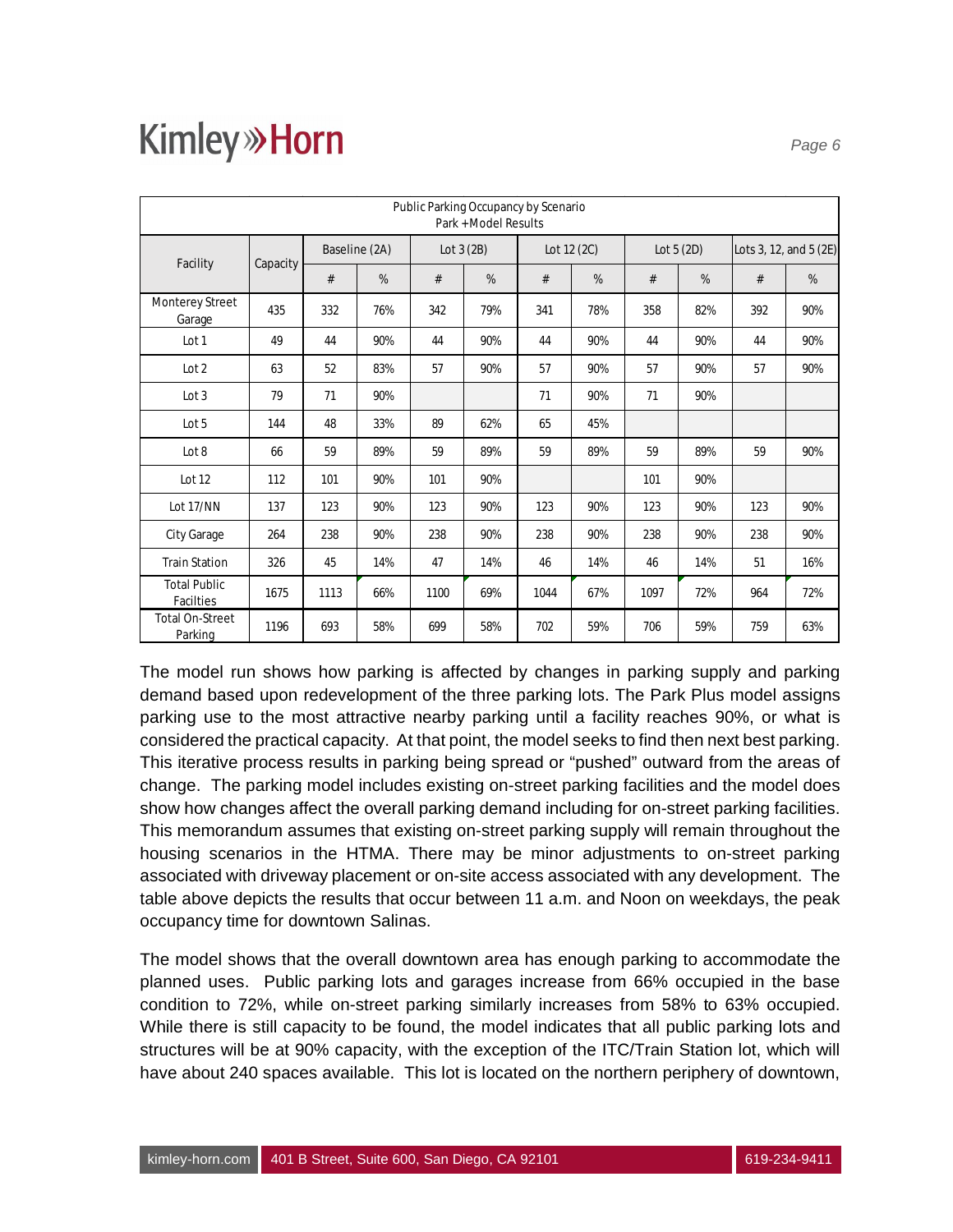| Public Parking Occupancy by Scenario Park+Model Results | | | | | | | | | | | |
|---|---|---|---|---|---|---|---|---|---|---|---|
| Facility | Capacity | Baseline (2A) | | Lot 3 (2B) | | Lot 12 (2C) | | Lot 5 (2D) | | Lots 3, 12, and 5 (2E) | |
| | | # | % | # | % | # | % | # | % | # | % |
| Monterey Street Garage | 435 | 332 | 76% | 342 | 79% | 341 | 78% | 358 | 82% | 392 | 90% |
| Lot 1 | 49 | 44 | 90% | 44 | 90% | 44 | 90% | 44 | 90% | 44 | 90% |
| Lot 2 | 63 | 52 | 83% | 57 | 90% | 57 | 90% | 57 | 90% | 57 | 90% |
| Lot 3 | 79 | 71 | 90% | | | 71 | 90% | 71 | 90% | | |
| Lot 5 | 144 | 48 | 33% | 89 | 62% | 65 | 45% | | | | |
| Lot 8 | 66 | 59 | 89% | 59 | 89% | 59 | 89% | 59 | 89% | 59 | 90% |
| Lot 12 | 112 | 101 | 90% | 101 | 90% | | | 101 | 90% | | |
| Lot 17/NN | 137 | 123 | 90% | 123 | 90% | 123 | 90% | 123 | 90% | 123 | 90% |
| City Garage | 264 | 238 | 90% | 238 | 90% | 238 | 90% | 238 | 90% | 238 | 90% |
| Train Station | 326 | 45 | 14% | 47 | 14% | 46 | 14% | 46 | 14% | 51 | 16% |
| Total Public Facilties | 1675 | 1113 | 66% | 1100 | 69% | 1044 | 67% | 1097 | 72% | 964 | 72% |
| Total On-Street Parking | 1196 | 693 | 58% | 699 | 58% | 702 | 59% | 706 | 59% | 759 | 63% |

The model run shows how parking is affected by changes in parking supply and parking demand based upon redevelopment of the three parking lots. The Park Plus model assigns parking use to the most attractive nearby parking until a facility reaches 90%, or what is considered the practical capacity. At that point, the model seeks to find then next best parking. This iterative process results in parking being spread or "pushed" outward from the areas of change. The parking model includes existing on-street parking facilities and the model does show how changes affect the overall parking demand including for on-street parking facilities. This memorandum assumes that existing on-street parking supply will remain throughout the housing scenarios in the HTMA. There may be minor adjustments to on-street parking associated with driveway placement or on-site access associated with any development. The table above depicts the results that occur between 11 a.m. and Noon on weekdays, the peak occupancy time for downtown Salinas.

The model shows that the overall downtown area has enough parking to accommodate the planned uses. Public parking lots and garages increase from 66% occupied in the base condition to 72%, while on-street parking similarly increases from 58% to 63% occupied. While there is still capacity to be found, the model indicates that all public parking lots and structures will be at 90% capacity, with the exception of the ITC/Train Station lot, which will have about 240 spaces available. This lot is located on the northern periphery of downtown,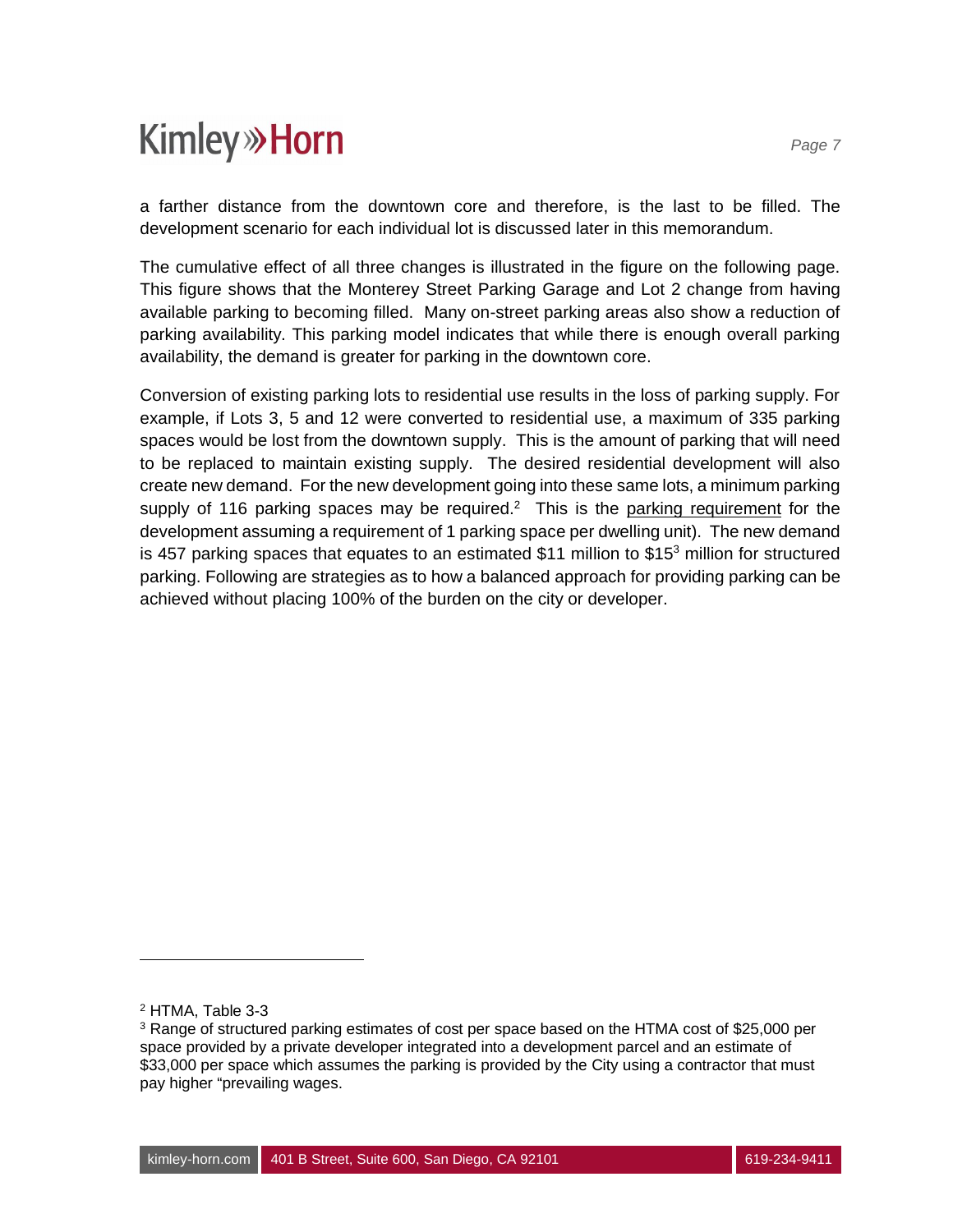a farther distance from the downtown core and therefore, is the last to be filled. The development scenario for each individual lot is discussed later in this memorandum.

The cumulative effect of all three changes is illustrated in the figure on the following page. This figure shows that the Monterey Street Parking Garage and Lot 2 change from having available parking to becoming filled. Many on-street parking areas also show a reduction of parking availability. This parking model indicates that while there is enough overall parking availability, the demand is greater for parking in the downtown core.

Conversion of existing parking lots to residential use results in the loss of parking supply. For example, if Lots 3, 5 and 12 were converted to residential use, a maximum of 335 parking spaces would be lost from the downtown supply. This is the amount of parking that will need to be replaced to maintain existing supply. The desired residential development will also create new demand. For the new development going into these same lots, a minimum parking supply of 116 parking spaces may be required.[2] This is the parking requirement for the development assuming a requirement of 1 parking space per dwelling unit). The new demand is 457 parking spaces that equates to an estimated $11 million to $15[3] million for structured parking. Following are strategies as to how a balanced approach for providing parking can be achieved without placing 100% of the burden on the city or developer.

---

[2] HTMA, Table 3-3

[3] Range of structured parking estimates of cost per space based on the HTMA cost of $25,000 per space provided by a private developer integrated into a development parcel and an estimate of $33,000 per space which assumes the parking is provided by the City using a contractor that must pay higher "prevailing wages.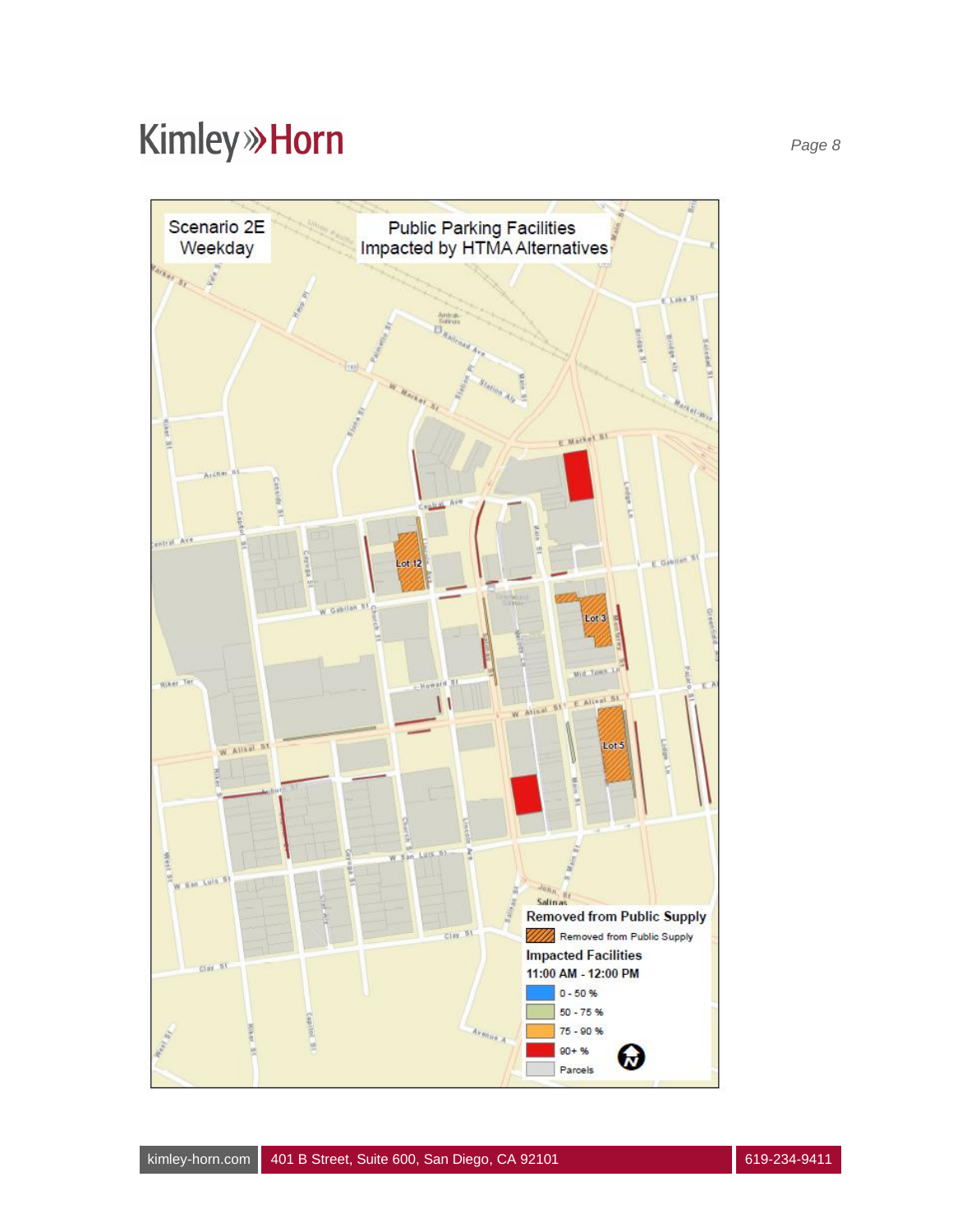Scenario 2E
Weekday

Public Parking Facilities
Impacted by HTMA Alternatives

Lot 12

Lot 3

Lot 5

**Removed from Public Supply**

Removed from Public Supply

**Impacted Facilities**

**11:00 AM - 12:00 PM**

- 0 - 50 %
- 50 - 75 %
- 75 - 90 %
- 90+ %
- Parcels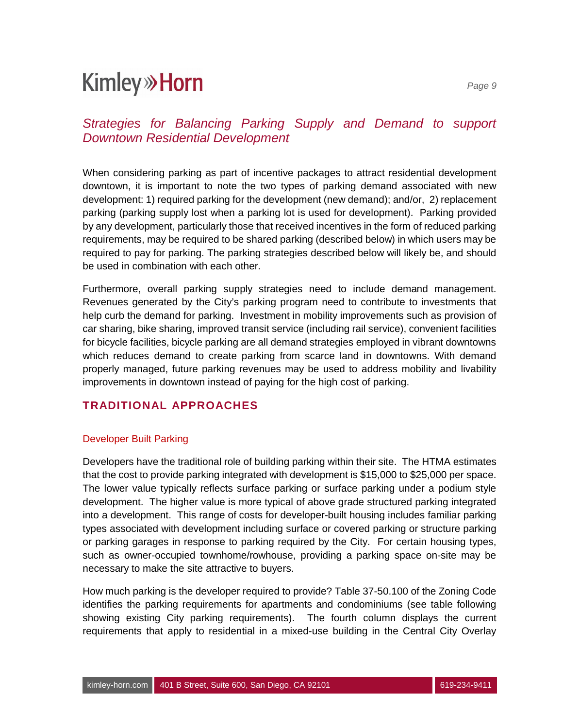## *Strategies for Balancing Parking Supply and Demand to support Downtown Residential Development*

When considering parking as part of incentive packages to attract residential development downtown, it is important to note the two types of parking demand associated with new development: 1) required parking for the development (new demand); and/or, 2) replacement parking (parking supply lost when a parking lot is used for development). Parking provided by any development, particularly those that received incentives in the form of reduced parking requirements, may be required to be shared parking (described below) in which users may be required to pay for parking. The parking strategies described below will likely be, and should be used in combination with each other.

Furthermore, overall parking supply strategies need to include demand management. Revenues generated by the City's parking program need to contribute to investments that help curb the demand for parking. Investment in mobility improvements such as provision of car sharing, bike sharing, improved transit service (including rail service), convenient facilities for bicycle facilities, bicycle parking are all demand strategies employed in vibrant downtowns which reduces demand to create parking from scarce land in downtowns. With demand properly managed, future parking revenues may be used to address mobility and livability improvements in downtown instead of paying for the high cost of parking.

### TRADITIONAL APPROACHES

#### Developer Built Parking

Developers have the traditional role of building parking within their site. The HTMA estimates that the cost to provide parking integrated with development is $15,000 to $25,000 per space. The lower value typically reflects surface parking or surface parking under a podium style development. The higher value is more typical of above grade structured parking integrated into a development. This range of costs for developer-built housing includes familiar parking types associated with development including surface or covered parking or structure parking or parking garages in response to parking required by the City. For certain housing types, such as owner-occupied townhome/rowhouse, providing a parking space on-site may be necessary to make the site attractive to buyers.

How much parking is the developer required to provide? Table 37-50.100 of the Zoning Code identifies the parking requirements for apartments and condominiums (see table following showing existing City parking requirements). The fourth column displays the current requirements that apply to residential in a mixed-use building in the Central City Overlay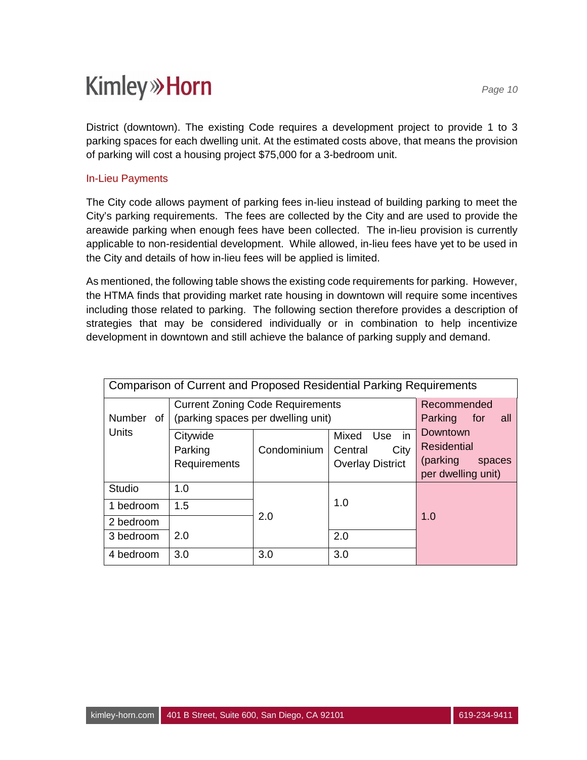District (downtown). The existing Code requires a development project to provide 1 to 3 parking spaces for each dwelling unit. At the estimated costs above, that means the provision of parking will cost a housing project $75,000 for a 3-bedroom unit.

## In-Lieu Payments

The City code allows payment of parking fees in-lieu instead of building parking to meet the City's parking requirements. The fees are collected by the City and are used to provide the areawide parking when enough fees have been collected. The in-lieu provision is currently applicable to non-residential development. While allowed, in-lieu fees have yet to be used in the City and details of how in-lieu fees will be applied is limited.

As mentioned, the following table shows the existing code requirements for parking. However, the HTMA finds that providing market rate housing in downtown will require some incentives including those related to parking. The following section therefore provides a description of strategies that may be considered individually or in combination to help incentivize development in downtown and still achieve the balance of parking supply and demand.

**Comparison of Current and Proposed Residential Parking Requirements**

| Number of Units | Current Zoning Code Requirements (parking spaces per dwelling unit) | | | Recommended Parking for all Downtown Residential (parking spaces per dwelling unit) |
|---|---|---|---|---|
| | Citywide Parking Requirements | Condominium | Mixed Use in Central City Overlay District | |
| Studio | 1.0 | 2.0 | 1.0 | 1.0 |
| 1 bedroom | 1.5 | 2.0 | 1.0 | 1.0 |
| 2 bedroom | 2.0 | 2.0 | 1.0 | 1.0 |
| 3 bedroom | 2.0 | 2.0 | 2.0 | 1.0 |
| 4 bedroom | 3.0 | 3.0 | 3.0 | 1.0 |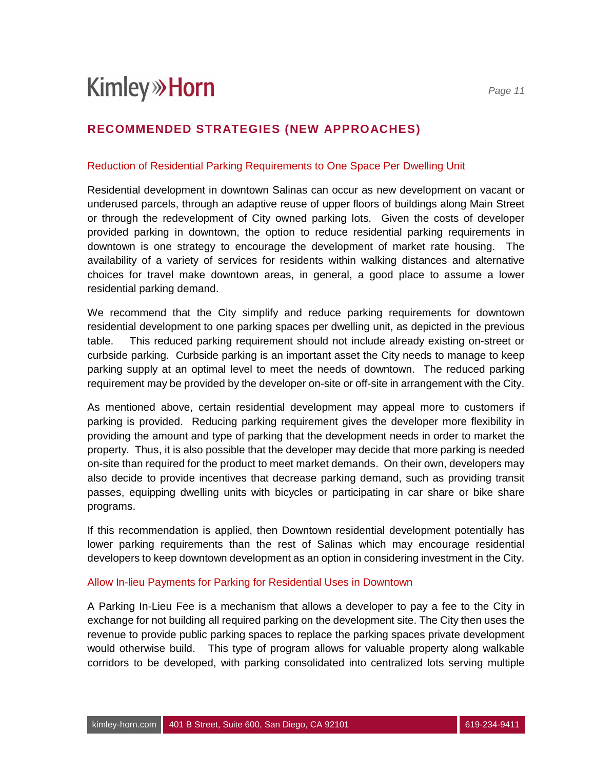## RECOMMENDED STRATEGIES (NEW APPROACHES)

### Reduction of Residential Parking Requirements to One Space Per Dwelling Unit

Residential development in downtown Salinas can occur as new development on vacant or underused parcels, through an adaptive reuse of upper floors of buildings along Main Street or through the redevelopment of City owned parking lots. Given the costs of developer provided parking in downtown, the option to reduce residential parking requirements in downtown is one strategy to encourage the development of market rate housing. The availability of a variety of services for residents within walking distances and alternative choices for travel make downtown areas, in general, a good place to assume a lower residential parking demand.

We recommend that the City simplify and reduce parking requirements for downtown residential development to one parking spaces per dwelling unit, as depicted in the previous table. This reduced parking requirement should not include already existing on-street or curbside parking. Curbside parking is an important asset the City needs to manage to keep parking supply at an optimal level to meet the needs of downtown. The reduced parking requirement may be provided by the developer on-site or off-site in arrangement with the City.

As mentioned above, certain residential development may appeal more to customers if parking is provided. Reducing parking requirement gives the developer more flexibility in providing the amount and type of parking that the development needs in order to market the property. Thus, it is also possible that the developer may decide that more parking is needed on-site than required for the product to meet market demands. On their own, developers may also decide to provide incentives that decrease parking demand, such as providing transit passes, equipping dwelling units with bicycles or participating in car share or bike share programs.

If this recommendation is applied, then Downtown residential development potentially has lower parking requirements than the rest of Salinas which may encourage residential developers to keep downtown development as an option in considering investment in the City.

### Allow In-lieu Payments for Parking for Residential Uses in Downtown

A Parking In-Lieu Fee is a mechanism that allows a developer to pay a fee to the City in exchange for not building all required parking on the development site. The City then uses the revenue to provide public parking spaces to replace the parking spaces private development would otherwise build. This type of program allows for valuable property along walkable corridors to be developed, with parking consolidated into centralized lots serving multiple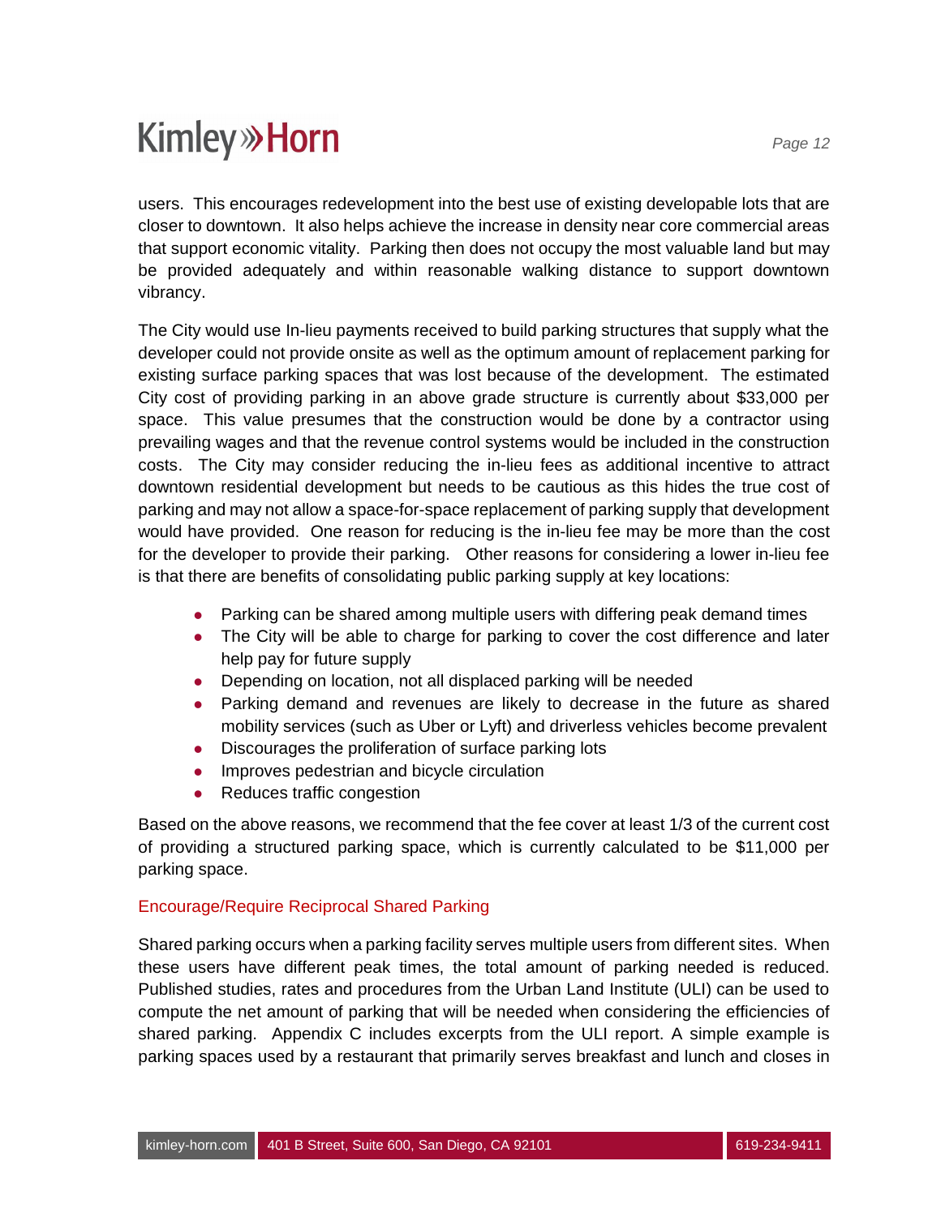users. This encourages redevelopment into the best use of existing developable lots that are closer to downtown. It also helps achieve the increase in density near core commercial areas that support economic vitality. Parking then does not occupy the most valuable land but may be provided adequately and within reasonable walking distance to support downtown vibrancy.

The City would use In-lieu payments received to build parking structures that supply what the developer could not provide onsite as well as the optimum amount of replacement parking for existing surface parking spaces that was lost because of the development. The estimated City cost of providing parking in an above grade structure is currently about $33,000 per space. This value presumes that the construction would be done by a contractor using prevailing wages and that the revenue control systems would be included in the construction costs. The City may consider reducing the in-lieu fees as additional incentive to attract downtown residential development but needs to be cautious as this hides the true cost of parking and may not allow a space-for-space replacement of parking supply that development would have provided. One reason for reducing is the in-lieu fee may be more than the cost for the developer to provide their parking. Other reasons for considering a lower in-lieu fee is that there are benefits of consolidating public parking supply at key locations:

- Parking can be shared among multiple users with differing peak demand times
- The City will be able to charge for parking to cover the cost difference and later help pay for future supply
- Depending on location, not all displaced parking will be needed
- Parking demand and revenues are likely to decrease in the future as shared mobility services (such as Uber or Lyft) and driverless vehicles become prevalent
- Discourages the proliferation of surface parking lots
- Improves pedestrian and bicycle circulation
- Reduces traffic congestion

Based on the above reasons, we recommend that the fee cover at least 1/3 of the current cost of providing a structured parking space, which is currently calculated to be $11,000 per parking space.

### Encourage/Require Reciprocal Shared Parking

Shared parking occurs when a parking facility serves multiple users from different sites. When these users have different peak times, the total amount of parking needed is reduced. Published studies, rates and procedures from the Urban Land Institute (ULI) can be used to compute the net amount of parking that will be needed when considering the efficiencies of shared parking. Appendix C includes excerpts from the ULI report. A simple example is parking spaces used by a restaurant that primarily serves breakfast and lunch and closes in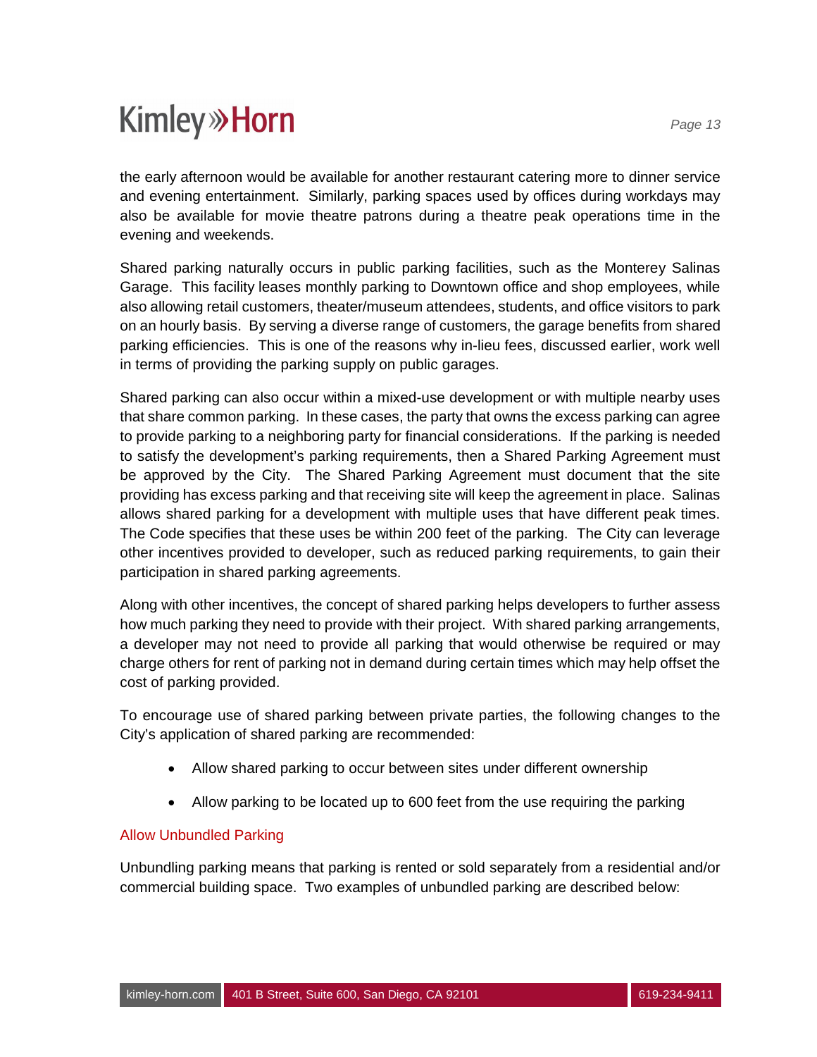the early afternoon would be available for another restaurant catering more to dinner service and evening entertainment. Similarly, parking spaces used by offices during workdays may also be available for movie theatre patrons during a theatre peak operations time in the evening and weekends.

Shared parking naturally occurs in public parking facilities, such as the Monterey Salinas Garage. This facility leases monthly parking to Downtown office and shop employees, while also allowing retail customers, theater/museum attendees, students, and office visitors to park on an hourly basis. By serving a diverse range of customers, the garage benefits from shared parking efficiencies. This is one of the reasons why in-lieu fees, discussed earlier, work well in terms of providing the parking supply on public garages.

Shared parking can also occur within a mixed-use development or with multiple nearby uses that share common parking. In these cases, the party that owns the excess parking can agree to provide parking to a neighboring party for financial considerations. If the parking is needed to satisfy the development's parking requirements, then a Shared Parking Agreement must be approved by the City. The Shared Parking Agreement must document that the site providing has excess parking and that receiving site will keep the agreement in place. Salinas allows shared parking for a development with multiple uses that have different peak times. The Code specifies that these uses be within 200 feet of the parking. The City can leverage other incentives provided to developer, such as reduced parking requirements, to gain their participation in shared parking agreements.

Along with other incentives, the concept of shared parking helps developers to further assess how much parking they need to provide with their project. With shared parking arrangements, a developer may not need to provide all parking that would otherwise be required or may charge others for rent of parking not in demand during certain times which may help offset the cost of parking provided.

To encourage use of shared parking between private parties, the following changes to the City's application of shared parking are recommended:

- Allow shared parking to occur between sites under different ownership
- Allow parking to be located up to 600 feet from the use requiring the parking

### Allow Unbundled Parking

Unbundling parking means that parking is rented or sold separately from a residential and/or commercial building space. Two examples of unbundled parking are described below: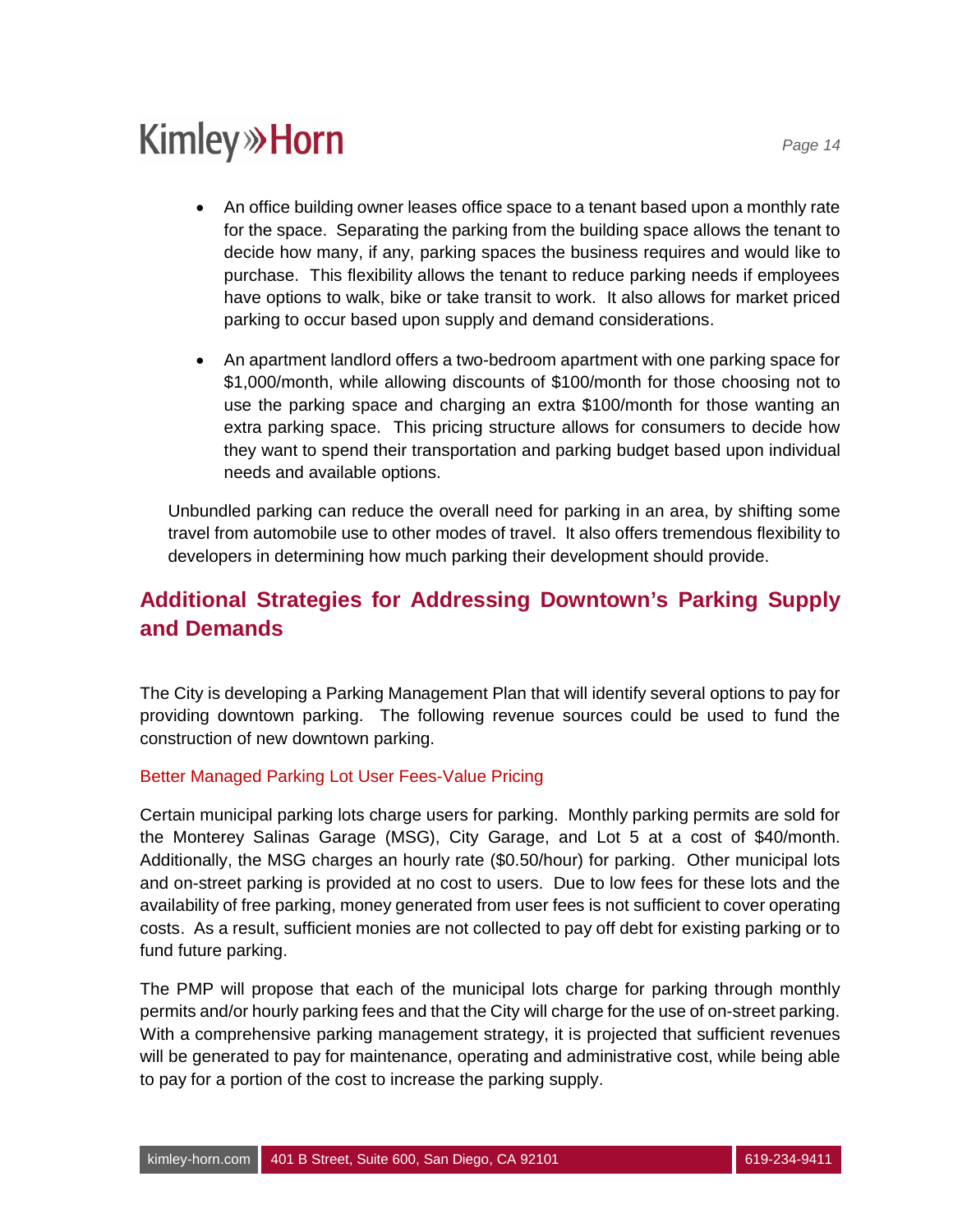- An office building owner leases office space to a tenant based upon a monthly rate for the space. Separating the parking from the building space allows the tenant to decide how many, if any, parking spaces the business requires and would like to purchase. This flexibility allows the tenant to reduce parking needs if employees have options to walk, bike or take transit to work. It also allows for market priced parking to occur based upon supply and demand considerations.

- An apartment landlord offers a two-bedroom apartment with one parking space for $1,000/month, while allowing discounts of $100/month for those choosing not to use the parking space and charging an extra $100/month for those wanting an extra parking space. This pricing structure allows for consumers to decide how they want to spend their transportation and parking budget based upon individual needs and available options.

Unbundled parking can reduce the overall need for parking in an area, by shifting some travel from automobile use to other modes of travel. It also offers tremendous flexibility to developers in determining how much parking their development should provide.

## Additional Strategies for Addressing Downtown's Parking Supply and Demands

The City is developing a Parking Management Plan that will identify several options to pay for providing downtown parking. The following revenue sources could be used to fund the construction of new downtown parking.

### Better Managed Parking Lot User Fees-Value Pricing

Certain municipal parking lots charge users for parking. Monthly parking permits are sold for the Monterey Salinas Garage (MSG), City Garage, and Lot 5 at a cost of $40/month. Additionally, the MSG charges an hourly rate ($0.50/hour) for parking. Other municipal lots and on-street parking is provided at no cost to users. Due to low fees for these lots and the availability of free parking, money generated from user fees is not sufficient to cover operating costs. As a result, sufficient monies are not collected to pay off debt for existing parking or to fund future parking.

The PMP will propose that each of the municipal lots charge for parking through monthly permits and/or hourly parking fees and that the City will charge for the use of on-street parking. With a comprehensive parking management strategy, it is projected that sufficient revenues will be generated to pay for maintenance, operating and administrative cost, while being able to pay for a portion of the cost to increase the parking supply.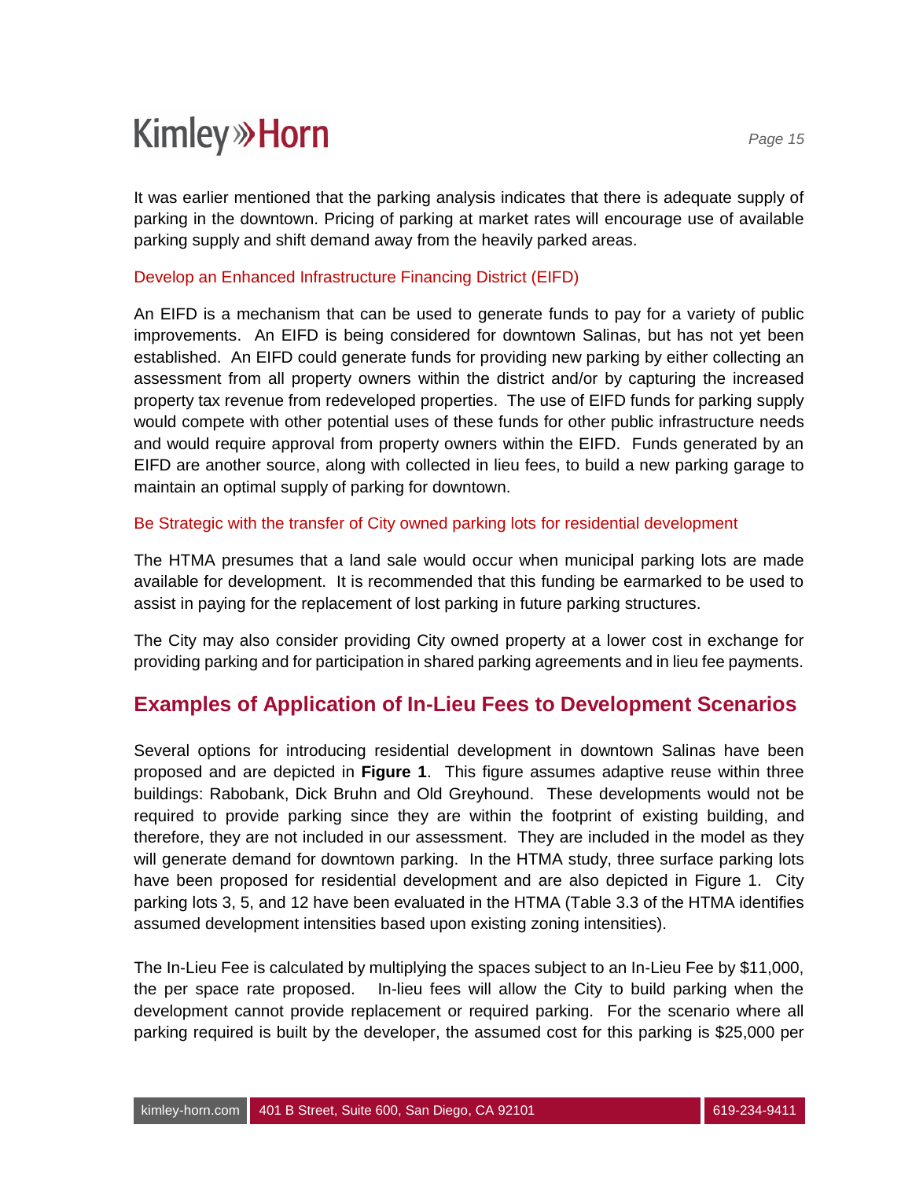It was earlier mentioned that the parking analysis indicates that there is adequate supply of parking in the downtown. Pricing of parking at market rates will encourage use of available parking supply and shift demand away from the heavily parked areas.

### Develop an Enhanced Infrastructure Financing District (EIFD)

An EIFD is a mechanism that can be used to generate funds to pay for a variety of public improvements. An EIFD is being considered for downtown Salinas, but has not yet been established. An EIFD could generate funds for providing new parking by either collecting an assessment from all property owners within the district and/or by capturing the increased property tax revenue from redeveloped properties. The use of EIFD funds for parking supply would compete with other potential uses of these funds for other public infrastructure needs and would require approval from property owners within the EIFD. Funds generated by an EIFD are another source, along with collected in lieu fees, to build a new parking garage to maintain an optimal supply of parking for downtown.

### Be Strategic with the transfer of City owned parking lots for residential development

The HTMA presumes that a land sale would occur when municipal parking lots are made available for development. It is recommended that this funding be earmarked to be used to assist in paying for the replacement of lost parking in future parking structures.

The City may also consider providing City owned property at a lower cost in exchange for providing parking and for participation in shared parking agreements and in lieu fee payments.

## Examples of Application of In-Lieu Fees to Development Scenarios

Several options for introducing residential development in downtown Salinas have been proposed and are depicted in **Figure 1**. This figure assumes adaptive reuse within three buildings: Rabobank, Dick Bruhn and Old Greyhound. These developments would not be required to provide parking since they are within the footprint of existing building, and therefore, they are not included in our assessment. They are included in the model as they will generate demand for downtown parking. In the HTMA study, three surface parking lots have been proposed for residential development and are also depicted in Figure 1. City parking lots 3, 5, and 12 have been evaluated in the HTMA (Table 3.3 of the HTMA identifies assumed development intensities based upon existing zoning intensities).

The In-Lieu Fee is calculated by multiplying the spaces subject to an In-Lieu Fee by $11,000, the per space rate proposed. In-lieu fees will allow the City to build parking when the development cannot provide replacement or required parking. For the scenario where all parking required is built by the developer, the assumed cost for this parking is $25,000 per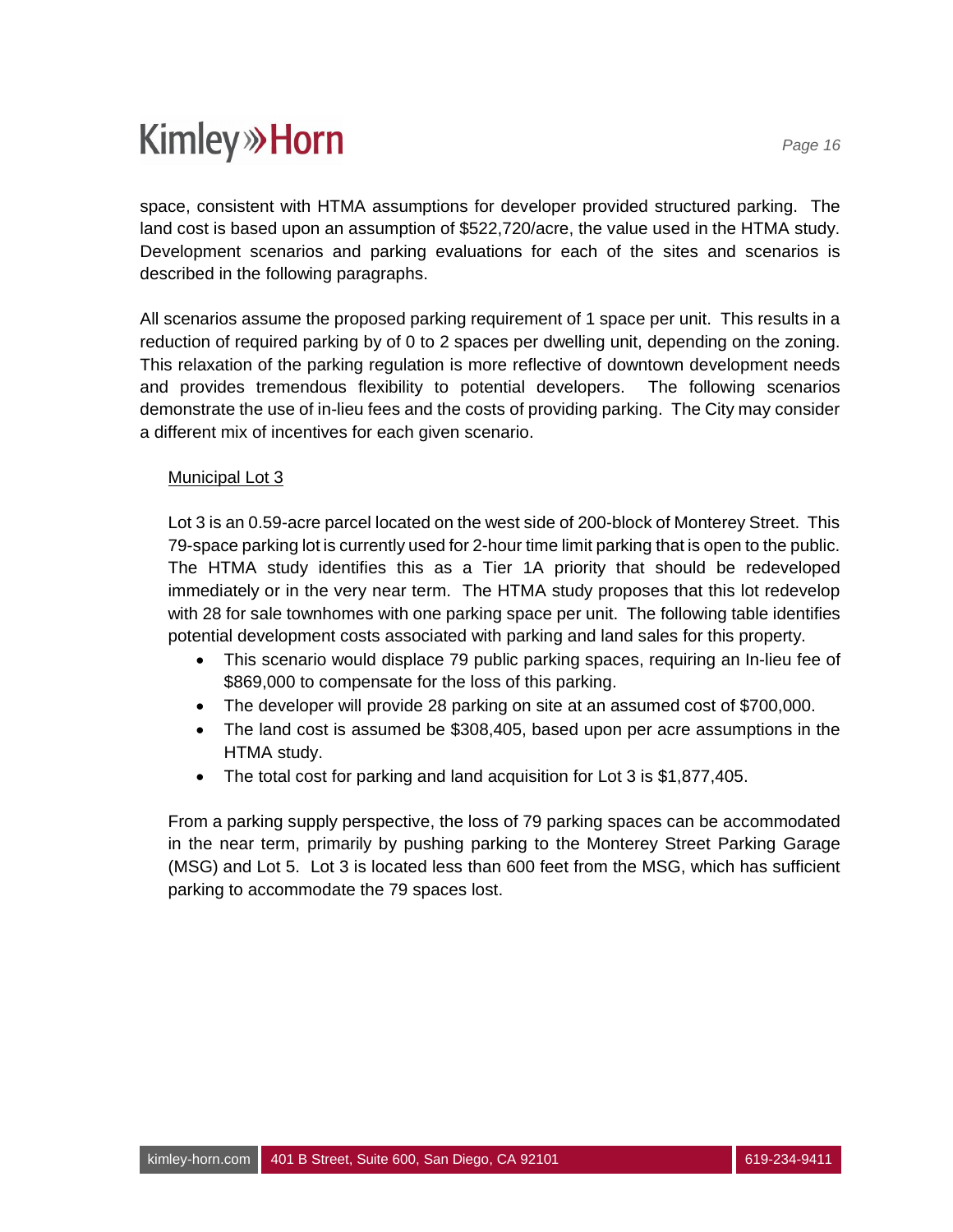space, consistent with HTMA assumptions for developer provided structured parking. The land cost is based upon an assumption of $522,720/acre, the value used in the HTMA study. Development scenarios and parking evaluations for each of the sites and scenarios is described in the following paragraphs.

All scenarios assume the proposed parking requirement of 1 space per unit. This results in a reduction of required parking by of 0 to 2 spaces per dwelling unit, depending on the zoning. This relaxation of the parking regulation is more reflective of downtown development needs and provides tremendous flexibility to potential developers. The following scenarios demonstrate the use of in-lieu fees and the costs of providing parking. The City may consider a different mix of incentives for each given scenario.

<u>Municipal Lot 3</u>

Lot 3 is an 0.59-acre parcel located on the west side of 200-block of Monterey Street. This 79-space parking lot is currently used for 2-hour time limit parking that is open to the public. The HTMA study identifies this as a Tier 1A priority that should be redeveloped immediately or in the very near term. The HTMA study proposes that this lot redevelop with 28 for sale townhomes with one parking space per unit. The following table identifies potential development costs associated with parking and land sales for this property.

- This scenario would displace 79 public parking spaces, requiring an In-lieu fee of $869,000 to compensate for the loss of this parking.
- The developer will provide 28 parking on site at an assumed cost of $700,000.
- The land cost is assumed be $308,405, based upon per acre assumptions in the HTMA study.
- The total cost for parking and land acquisition for Lot 3 is $1,877,405.

From a parking supply perspective, the loss of 79 parking spaces can be accommodated in the near term, primarily by pushing parking to the Monterey Street Parking Garage (MSG) and Lot 5. Lot 3 is located less than 600 feet from the MSG, which has sufficient parking to accommodate the 79 spaces lost.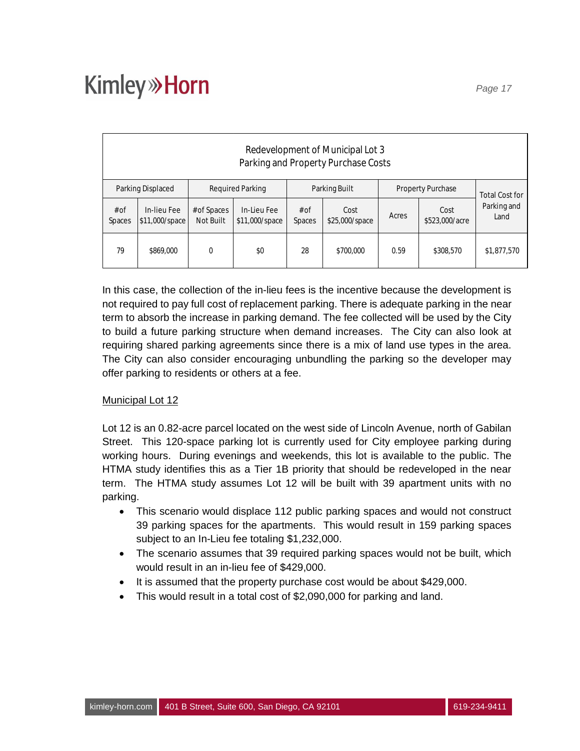| Redevelopment of Municipal Lot 3<br>Parking and Property Purchase Costs | | | | | | | | |
|---|---|---|---|---|---|---|---|---|
| Parking Displaced | | Required Parking | | Parking Built | | Property Purchase | | Total Cost for Parking and Land |
| #of Spaces | In-lieu Fee $11,000/space | #of Spaces Not Built | In-Lieu Fee $11,000/space | #of Spaces | Cost $25,000/space | Acres | Cost $523,000/acre | |
| 79 | $869,000 | 0 | $0 | 28 | $700,000 | 0.59 | $308,570 | $1,877,570 |

In this case, the collection of the in-lieu fees is the incentive because the development is not required to pay full cost of replacement parking. There is adequate parking in the near term to absorb the increase in parking demand. The fee collected will be used by the City to build a future parking structure when demand increases. The City can also look at requiring shared parking agreements since there is a mix of land use types in the area. The City can also consider encouraging unbundling the parking so the developer may offer parking to residents or others at a fee.

Municipal Lot 12

Lot 12 is an 0.82-acre parcel located on the west side of Lincoln Avenue, north of Gabilan Street. This 120-space parking lot is currently used for City employee parking during working hours. During evenings and weekends, this lot is available to the public. The HTMA study identifies this as a Tier 1B priority that should be redeveloped in the near term. The HTMA study assumes Lot 12 will be built with 39 apartment units with no parking.

- This scenario would displace 112 public parking spaces and would not construct 39 parking spaces for the apartments. This would result in 159 parking spaces subject to an In-Lieu fee totaling $1,232,000.
- The scenario assumes that 39 required parking spaces would not be built, which would result in an in-lieu fee of $429,000.
- It is assumed that the property purchase cost would be about $429,000.
- This would result in a total cost of $2,090,000 for parking and land.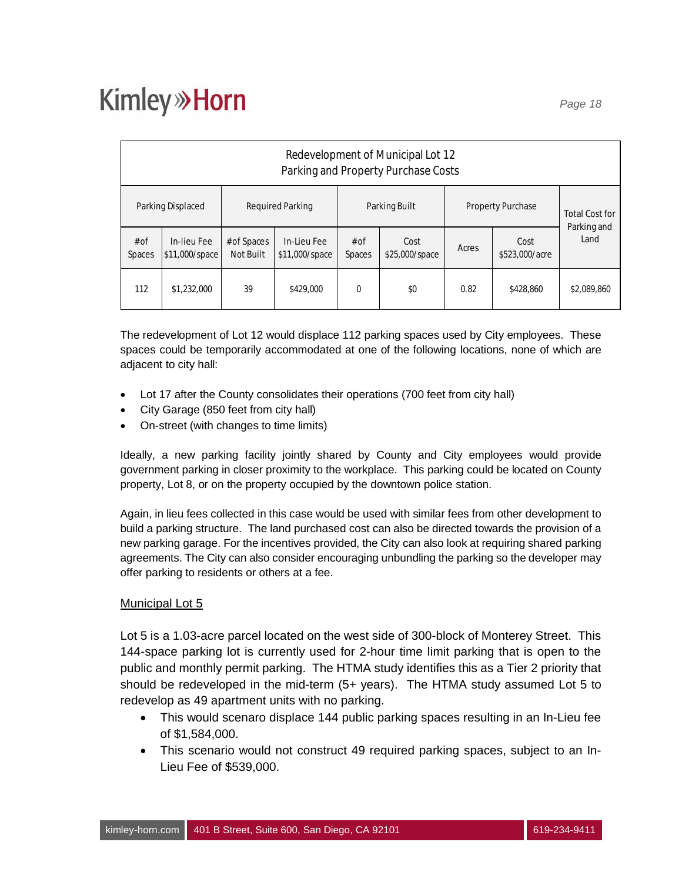| Redevelopment of Municipal Lot 12<br>Parking and Property Purchase Costs | | | | | | | | |
|---|---|---|---|---|---|---|---|---|
| Parking Displaced | | Required Parking | | Parking Built | | Property Purchase | | Total Cost for Parking and Land |
| #of Spaces | In-lieu Fee $11,000/space | #of Spaces Not Built | In-Lieu Fee $11,000/space | #of Spaces | Cost $25,000/space | Acres | Cost $523,000/acre | |
| 112 | $1,232,000 | 39 | $429,000 | 0 | $0 | 0.82 | $428,860 | $2,089,860 |

The redevelopment of Lot 12 would displace 112 parking spaces used by City employees. These spaces could be temporarily accommodated at one of the following locations, none of which are adjacent to city hall:

- Lot 17 after the County consolidates their operations (700 feet from city hall)
- City Garage (850 feet from city hall)
- On-street (with changes to time limits)

Ideally, a new parking facility jointly shared by County and City employees would provide government parking in closer proximity to the workplace. This parking could be located on County property, Lot 8, or on the property occupied by the downtown police station.

Again, in lieu fees collected in this case would be used with similar fees from other development to build a parking structure. The land purchased cost can also be directed towards the provision of a new parking garage. For the incentives provided, the City can also look at requiring shared parking agreements. The City can also consider encouraging unbundling the parking so the developer may offer parking to residents or others at a fee.

<u>Municipal Lot 5</u>

Lot 5 is a 1.03-acre parcel located on the west side of 300-block of Monterey Street. This 144-space parking lot is currently used for 2-hour time limit parking that is open to the public and monthly permit parking. The HTMA study identifies this as a Tier 2 priority that should be redeveloped in the mid-term (5+ years). The HTMA study assumed Lot 5 to redevelop as 49 apartment units with no parking.

- This would scenaro displace 144 public parking spaces resulting in an In-Lieu fee of $1,584,000.
- This scenario would not construct 49 required parking spaces, subject to an In-Lieu Fee of $539,000.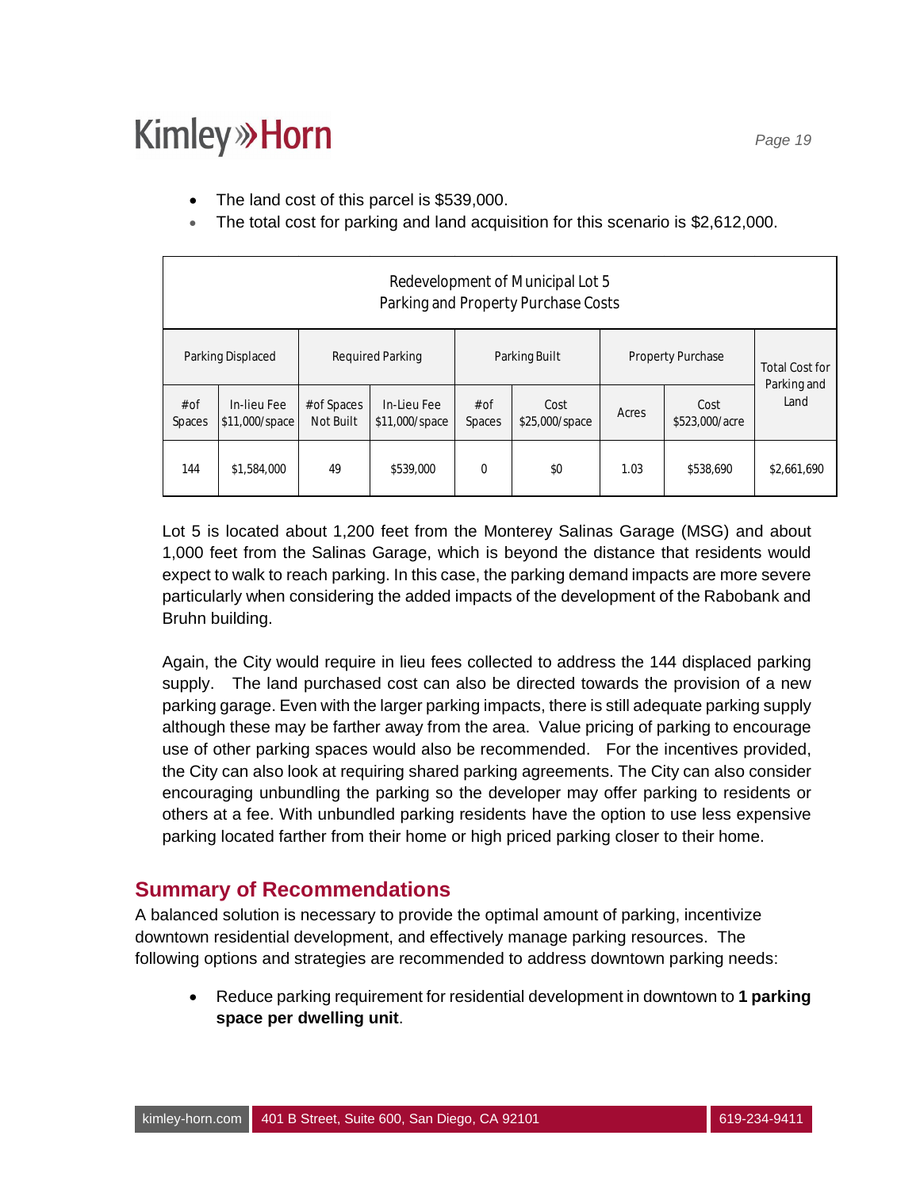- The land cost of this parcel is $539,000.
- The total cost for parking and land acquisition for this scenario is $2,612,000.

| Redevelopment of Municipal Lot 5<br>Parking and Property Purchase Costs | | | | | | | | |
|---|---|---|---|---|---|---|---|---|
| Parking Displaced | | Required Parking | | Parking Built | | Property Purchase | | Total Cost for Parking and Land |
| # of Spaces | In-lieu Fee $11,000/space | # of Spaces Not Built | In-Lieu Fee $11,000/space | # of Spaces | Cost $25,000/space | Acres | Cost $523,000/acre | |
| 144 | $1,584,000 | 49 | $539,000 | 0 | $0 | 1.03 | $538,690 | $2,661,690 |

Lot 5 is located about 1,200 feet from the Monterey Salinas Garage (MSG) and about 1,000 feet from the Salinas Garage, which is beyond the distance that residents would expect to walk to reach parking. In this case, the parking demand impacts are more severe particularly when considering the added impacts of the development of the Rabobank and Bruhn building.

Again, the City would require in lieu fees collected to address the 144 displaced parking supply. The land purchased cost can also be directed towards the provision of a new parking garage. Even with the larger parking impacts, there is still adequate parking supply although these may be farther away from the area. Value pricing of parking to encourage use of other parking spaces would also be recommended. For the incentives provided, the City can also look at requiring shared parking agreements. The City can also consider encouraging unbundling the parking so the developer may offer parking to residents or others at a fee. With unbundled parking residents have the option to use less expensive parking located farther from their home or high priced parking closer to their home.

## Summary of Recommendations

A balanced solution is necessary to provide the optimal amount of parking, incentivize downtown residential development, and effectively manage parking resources. The following options and strategies are recommended to address downtown parking needs:

- Reduce parking requirement for residential development in downtown to **1 parking space per dwelling unit**.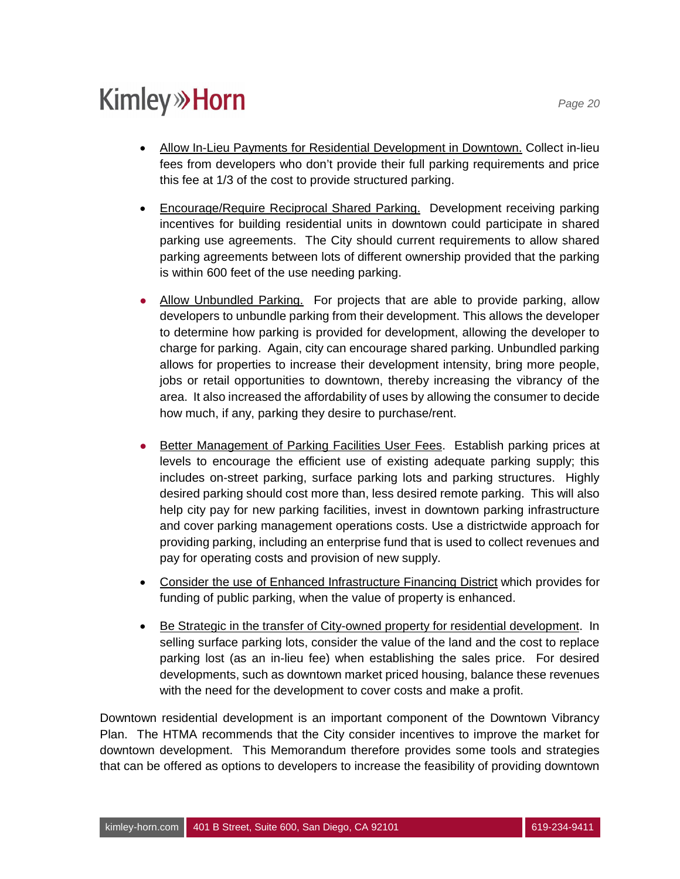- Allow In-Lieu Payments for Residential Development in Downtown. Collect in-lieu fees from developers who don't provide their full parking requirements and price this fee at 1/3 of the cost to provide structured parking.

- Encourage/Require Reciprocal Shared Parking. Development receiving parking incentives for building residential units in downtown could participate in shared parking use agreements. The City should current requirements to allow shared parking agreements between lots of different ownership provided that the parking is within 600 feet of the use needing parking.

- Allow Unbundled Parking. For projects that are able to provide parking, allow developers to unbundle parking from their development. This allows the developer to determine how parking is provided for development, allowing the developer to charge for parking. Again, city can encourage shared parking. Unbundled parking allows for properties to increase their development intensity, bring more people, jobs or retail opportunities to downtown, thereby increasing the vibrancy of the area. It also increased the affordability of uses by allowing the consumer to decide how much, if any, parking they desire to purchase/rent.

- Better Management of Parking Facilities User Fees. Establish parking prices at levels to encourage the efficient use of existing adequate parking supply; this includes on-street parking, surface parking lots and parking structures. Highly desired parking should cost more than, less desired remote parking. This will also help city pay for new parking facilities, invest in downtown parking infrastructure and cover parking management operations costs. Use a districtwide approach for providing parking, including an enterprise fund that is used to collect revenues and pay for operating costs and provision of new supply.

- Consider the use of Enhanced Infrastructure Financing District which provides for funding of public parking, when the value of property is enhanced.

- Be Strategic in the transfer of City-owned property for residential development. In selling surface parking lots, consider the value of the land and the cost to replace parking lost (as an in-lieu fee) when establishing the sales price. For desired developments, such as downtown market priced housing, balance these revenues with the need for the development to cover costs and make a profit.

Downtown residential development is an important component of the Downtown Vibrancy Plan. The HTMA recommends that the City consider incentives to improve the market for downtown development. This Memorandum therefore provides some tools and strategies that can be offered as options to developers to increase the feasibility of providing downtown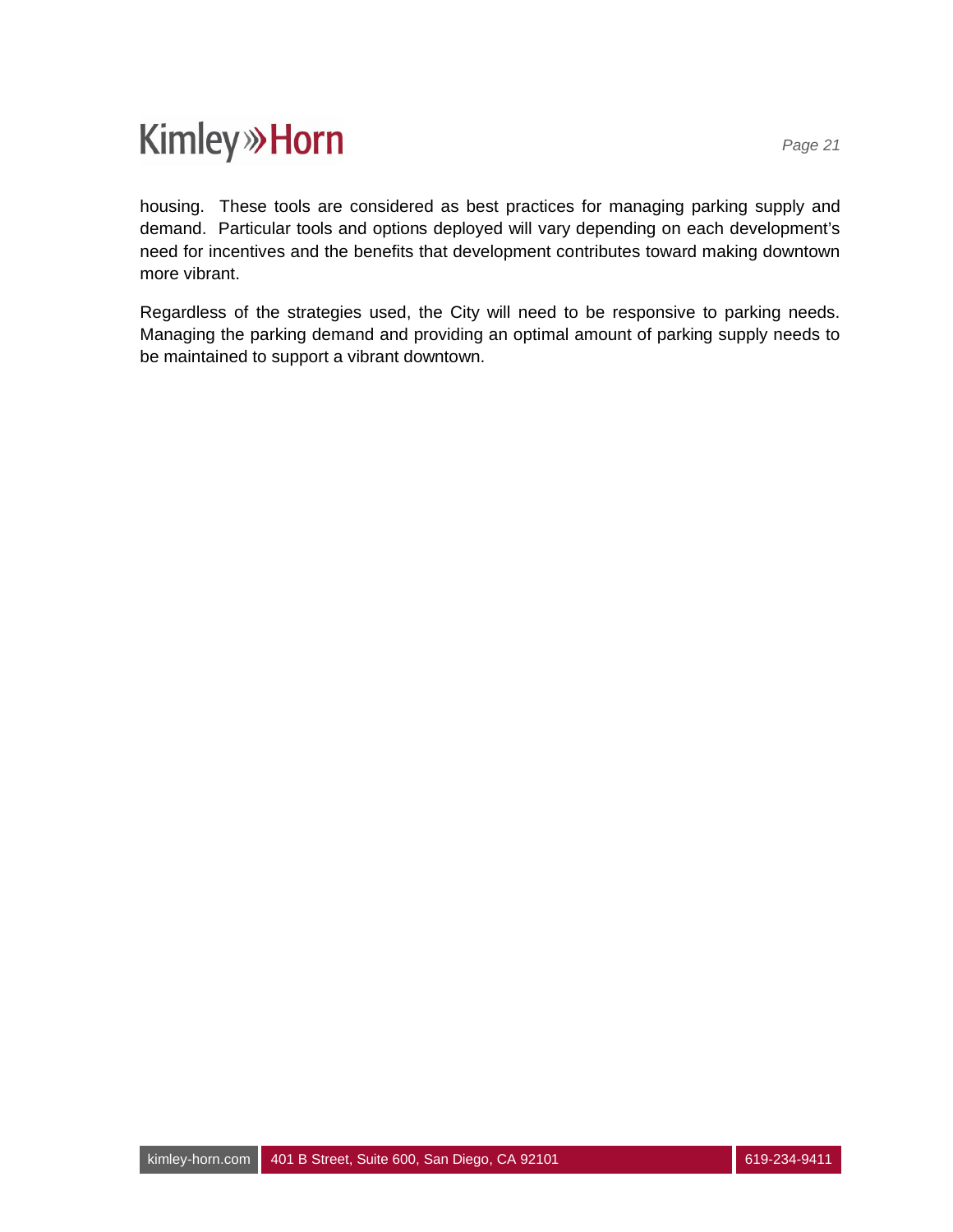housing. These tools are considered as best practices for managing parking supply and demand. Particular tools and options deployed will vary depending on each development's need for incentives and the benefits that development contributes toward making downtown more vibrant.

Regardless of the strategies used, the City will need to be responsive to parking needs. Managing the parking demand and providing an optimal amount of parking supply needs to be maintained to support a vibrant downtown.